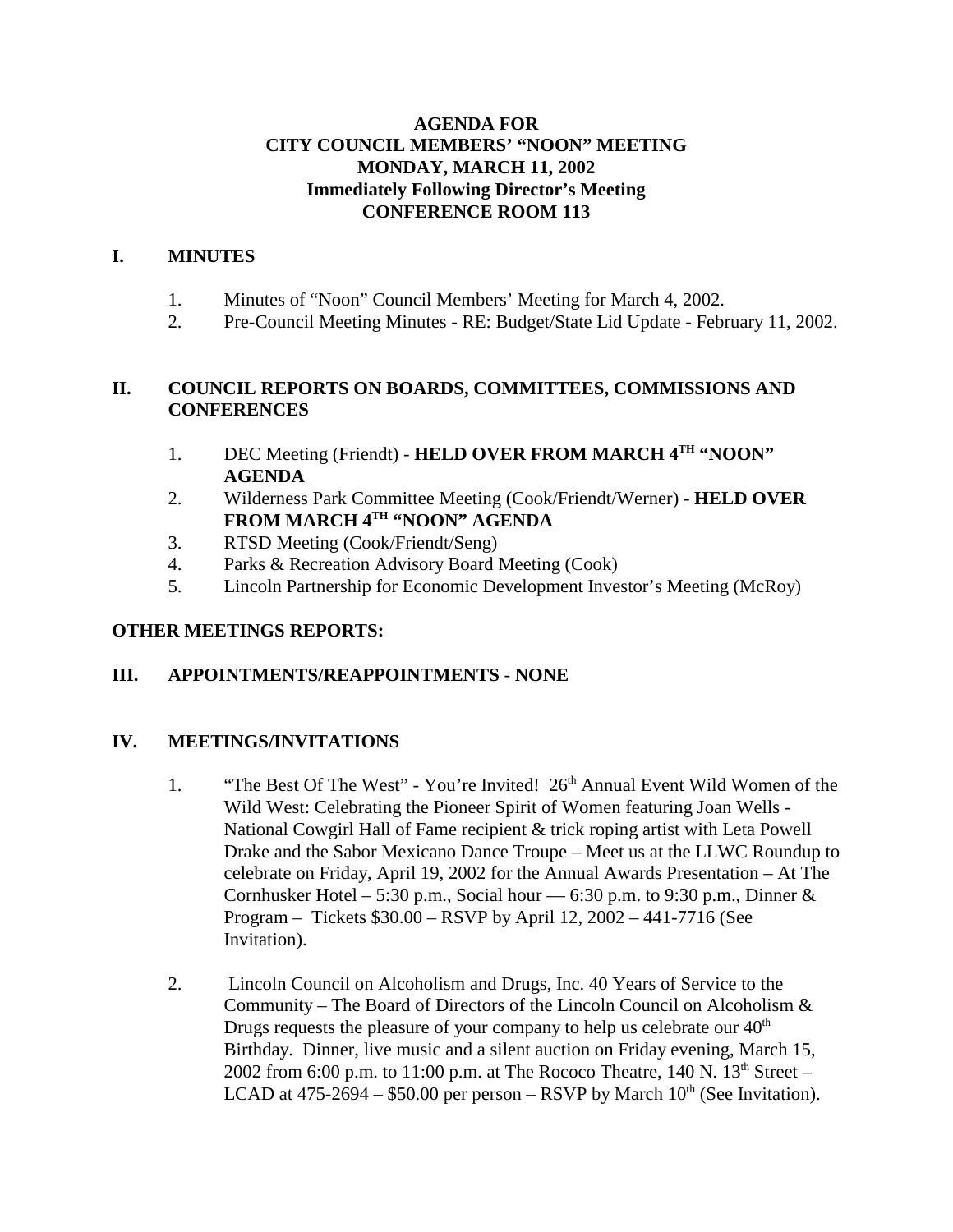**AGENDA FOR**
**CITY COUNCIL MEMBERS' "NOON" MEETING**
**MONDAY, MARCH 11, 2002**
**Immediately Following Director's Meeting**
**CONFERENCE ROOM 113**

## I. MINUTES

1. Minutes of "Noon" Council Members' Meeting for March 4, 2002.
2. Pre-Council Meeting Minutes - RE: Budget/State Lid Update - February 11, 2002.

## II. COUNCIL REPORTS ON BOARDS, COMMITTEES, COMMISSIONS AND CONFERENCES

1. DEC Meeting (Friendt) - **HELD OVER FROM MARCH 4TH "NOON" AGENDA**
2. Wilderness Park Committee Meeting (Cook/Friendt/Werner) - **HELD OVER FROM MARCH 4TH "NOON" AGENDA**
3. RTSD Meeting (Cook/Friendt/Seng)
4. Parks & Recreation Advisory Board Meeting (Cook)
5. Lincoln Partnership for Economic Development Investor's Meeting (McRoy)

**OTHER MEETINGS REPORTS:**

## III. APPOINTMENTS/REAPPOINTMENTS - NONE

## IV. MEETINGS/INVITATIONS

1. "The Best Of The West" - You're Invited! 26th Annual Event Wild Women of the Wild West: Celebrating the Pioneer Spirit of Women featuring Joan Wells - National Cowgirl Hall of Fame recipient & trick roping artist with Leta Powell Drake and the Sabor Mexicano Dance Troupe – Meet us at the LLWC Roundup to celebrate on Friday, April 19, 2002 for the Annual Awards Presentation – At The Cornhusker Hotel – 5:30 p.m., Social hour — 6:30 p.m. to 9:30 p.m., Dinner & Program – Tickets $30.00 – RSVP by April 12, 2002 – 441-7716 (See Invitation).

2. Lincoln Council on Alcoholism and Drugs, Inc. 40 Years of Service to the Community – The Board of Directors of the Lincoln Council on Alcoholism & Drugs requests the pleasure of your company to help us celebrate our 40th Birthday. Dinner, live music and a silent auction on Friday evening, March 15, 2002 from 6:00 p.m. to 11:00 p.m. at The Rococo Theatre, 140 N. 13th Street – LCAD at 475-2694 – $50.00 per person – RSVP by March 10th (See Invitation).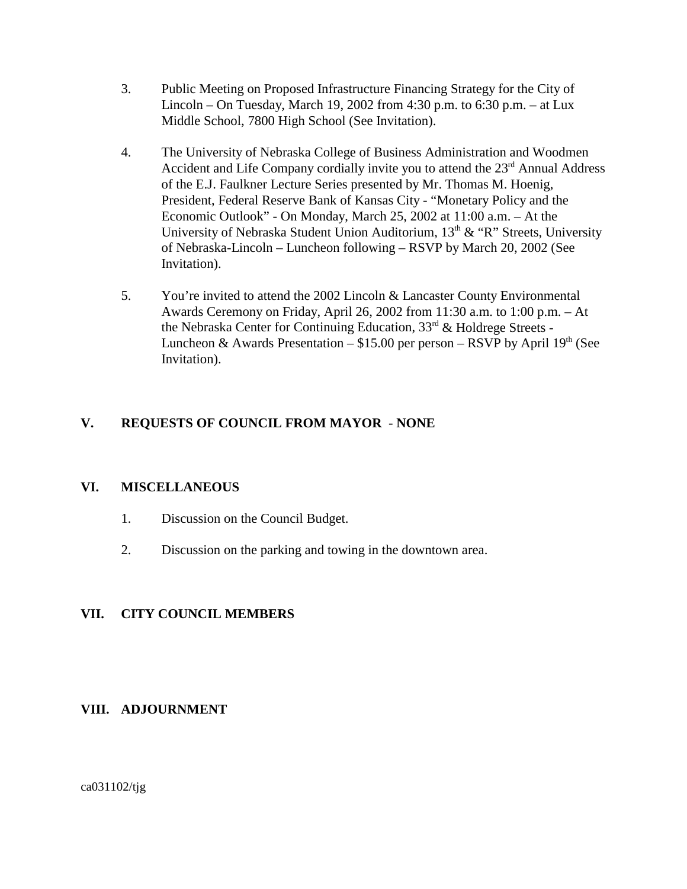3. Public Meeting on Proposed Infrastructure Financing Strategy for the City of Lincoln – On Tuesday, March 19, 2002 from 4:30 p.m. to 6:30 p.m. – at Lux Middle School, 7800 High School (See Invitation).

4. The University of Nebraska College of Business Administration and Woodmen Accident and Life Company cordially invite you to attend the 23rd Annual Address of the E.J. Faulkner Lecture Series presented by Mr. Thomas M. Hoenig, President, Federal Reserve Bank of Kansas City - "Monetary Policy and the Economic Outlook" - On Monday, March 25, 2002 at 11:00 a.m. – At the University of Nebraska Student Union Auditorium, 13th & "R" Streets, University of Nebraska-Lincoln – Luncheon following – RSVP by March 20, 2002 (See Invitation).

5. You're invited to attend the 2002 Lincoln & Lancaster County Environmental Awards Ceremony on Friday, April 26, 2002 from 11:30 a.m. to 1:00 p.m. – At the Nebraska Center for Continuing Education, 33rd & Holdrege Streets - Luncheon & Awards Presentation – $15.00 per person – RSVP by April 19th (See Invitation).

## V. REQUESTS OF COUNCIL FROM MAYOR - NONE

## VI. MISCELLANEOUS

1. Discussion on the Council Budget.

2. Discussion on the parking and towing in the downtown area.

## VII. CITY COUNCIL MEMBERS

## VIII. ADJOURNMENT

ca031102/tjg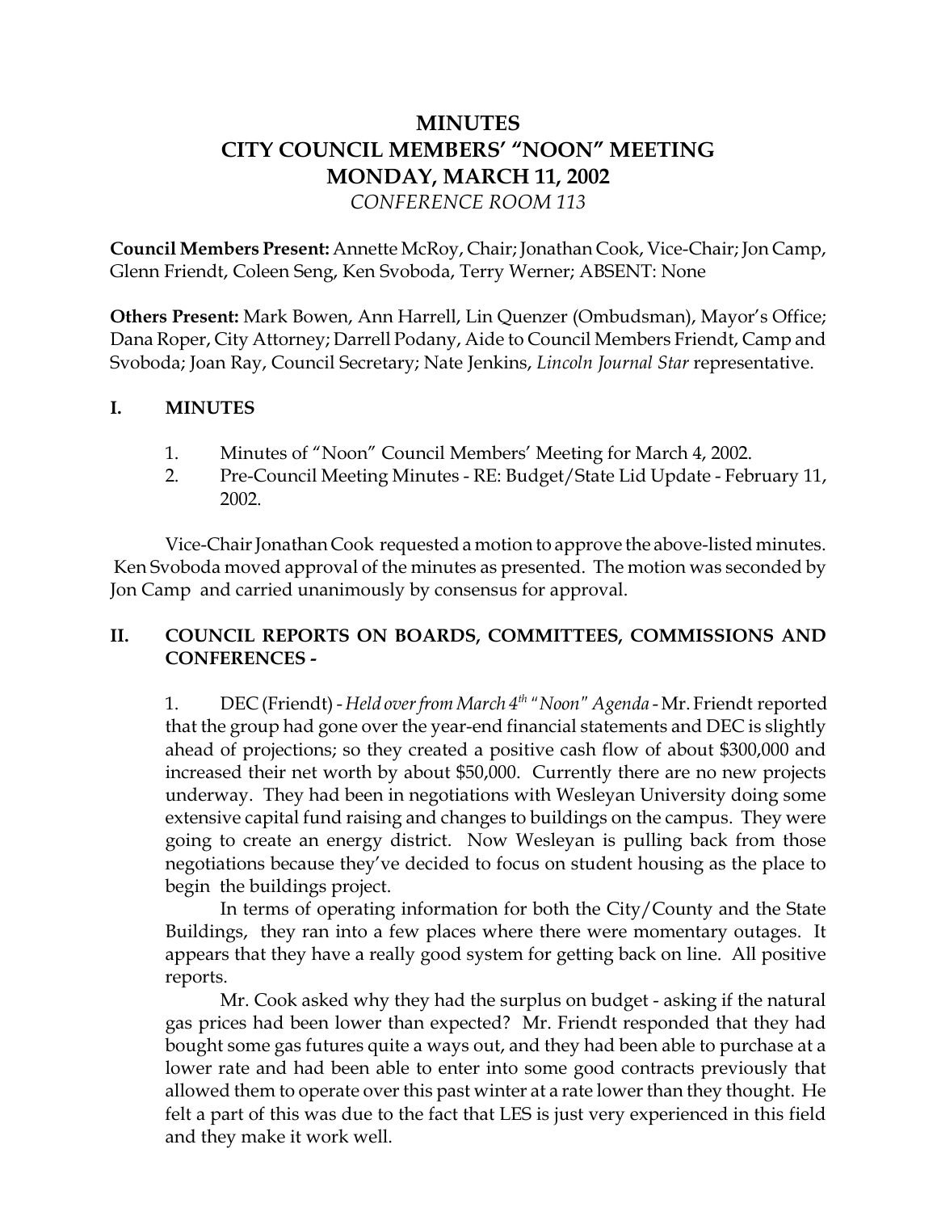# MINUTES
# CITY COUNCIL MEMBERS' "NOON" MEETING
# MONDAY, MARCH 11, 2002
*CONFERENCE ROOM 113*

**Council Members Present:** Annette McRoy, Chair; Jonathan Cook, Vice-Chair; Jon Camp, Glenn Friendt, Coleen Seng, Ken Svoboda, Terry Werner; ABSENT: None

**Others Present:** Mark Bowen, Ann Harrell, Lin Quenzer (Ombudsman), Mayor's Office; Dana Roper, City Attorney; Darrell Podany, Aide to Council Members Friendt, Camp and Svoboda; Joan Ray, Council Secretary; Nate Jenkins, *Lincoln Journal Star* representative.

## I. MINUTES

1. Minutes of "Noon" Council Members' Meeting for March 4, 2002.
2. Pre-Council Meeting Minutes - RE: Budget/State Lid Update - February 11, 2002.

Vice-Chair Jonathan Cook requested a motion to approve the above-listed minutes. Ken Svoboda moved approval of the minutes as presented. The motion was seconded by Jon Camp and carried unanimously by consensus for approval.

## II. COUNCIL REPORTS ON BOARDS, COMMITTEES, COMMISSIONS AND CONFERENCES -

1. DEC (Friendt) - *Held over from March 4th "Noon" Agenda* - Mr. Friendt reported that the group had gone over the year-end financial statements and DEC is slightly ahead of projections; so they created a positive cash flow of about $300,000 and increased their net worth by about $50,000. Currently there are no new projects underway. They had been in negotiations with Wesleyan University doing some extensive capital fund raising and changes to buildings on the campus. They were going to create an energy district. Now Wesleyan is pulling back from those negotiations because they've decided to focus on student housing as the place to begin the buildings project.

In terms of operating information for both the City/County and the State Buildings, they ran into a few places where there were momentary outages. It appears that they have a really good system for getting back on line. All positive reports.

Mr. Cook asked why they had the surplus on budget - asking if the natural gas prices had been lower than expected? Mr. Friendt responded that they had bought some gas futures quite a ways out, and they had been able to purchase at a lower rate and had been able to enter into some good contracts previously that allowed them to operate over this past winter at a rate lower than they thought. He felt a part of this was due to the fact that LES is just very experienced in this field and they make it work well.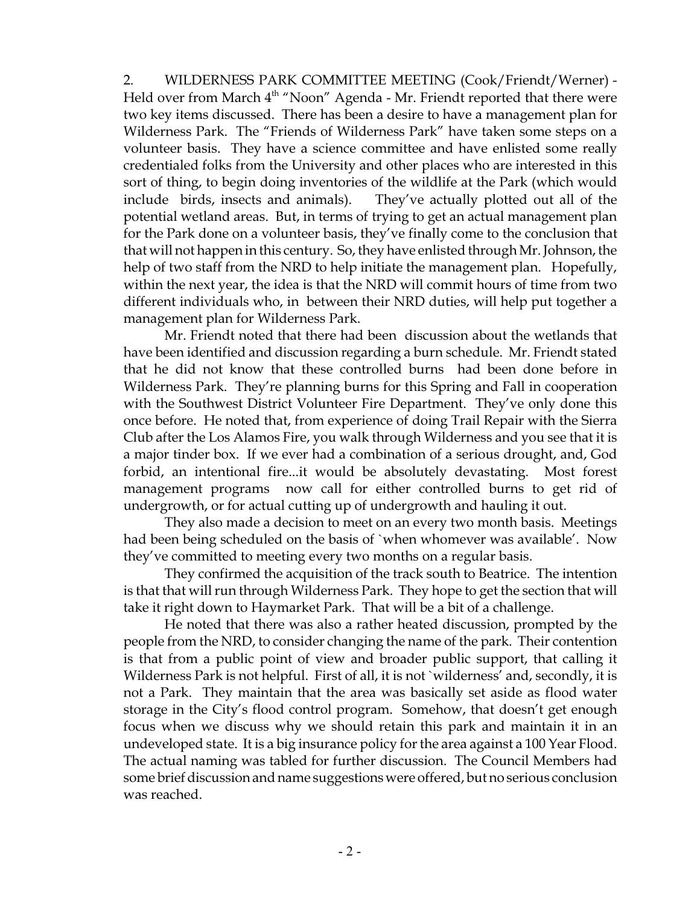2. WILDERNESS PARK COMMITTEE MEETING (Cook/Friendt/Werner) - Held over from March 4th "Noon" Agenda - Mr. Friendt reported that there were two key items discussed. There has been a desire to have a management plan for Wilderness Park. The "Friends of Wilderness Park" have taken some steps on a volunteer basis. They have a science committee and have enlisted some really credentialed folks from the University and other places who are interested in this sort of thing, to begin doing inventories of the wildlife at the Park (which would include birds, insects and animals). They've actually plotted out all of the potential wetland areas. But, in terms of trying to get an actual management plan for the Park done on a volunteer basis, they've finally come to the conclusion that that will not happen in this century. So, they have enlisted through Mr. Johnson, the help of two staff from the NRD to help initiate the management plan. Hopefully, within the next year, the idea is that the NRD will commit hours of time from two different individuals who, in between their NRD duties, will help put together a management plan for Wilderness Park.

Mr. Friendt noted that there had been discussion about the wetlands that have been identified and discussion regarding a burn schedule. Mr. Friendt stated that he did not know that these controlled burns had been done before in Wilderness Park. They're planning burns for this Spring and Fall in cooperation with the Southwest District Volunteer Fire Department. They've only done this once before. He noted that, from experience of doing Trail Repair with the Sierra Club after the Los Alamos Fire, you walk through Wilderness and you see that it is a major tinder box. If we ever had a combination of a serious drought, and, God forbid, an intentional fire...it would be absolutely devastating. Most forest management programs now call for either controlled burns to get rid of undergrowth, or for actual cutting up of undergrowth and hauling it out.

They also made a decision to meet on an every two month basis. Meetings had been being scheduled on the basis of `when whomever was available'. Now they've committed to meeting every two months on a regular basis.

They confirmed the acquisition of the track south to Beatrice. The intention is that that will run through Wilderness Park. They hope to get the section that will take it right down to Haymarket Park. That will be a bit of a challenge.

He noted that there was also a rather heated discussion, prompted by the people from the NRD, to consider changing the name of the park. Their contention is that from a public point of view and broader public support, that calling it Wilderness Park is not helpful. First of all, it is not `wilderness' and, secondly, it is not a Park. They maintain that the area was basically set aside as flood water storage in the City's flood control program. Somehow, that doesn't get enough focus when we discuss why we should retain this park and maintain it in an undeveloped state. It is a big insurance policy for the area against a 100 Year Flood. The actual naming was tabled for further discussion. The Council Members had some brief discussion and name suggestions were offered, but no serious conclusion was reached.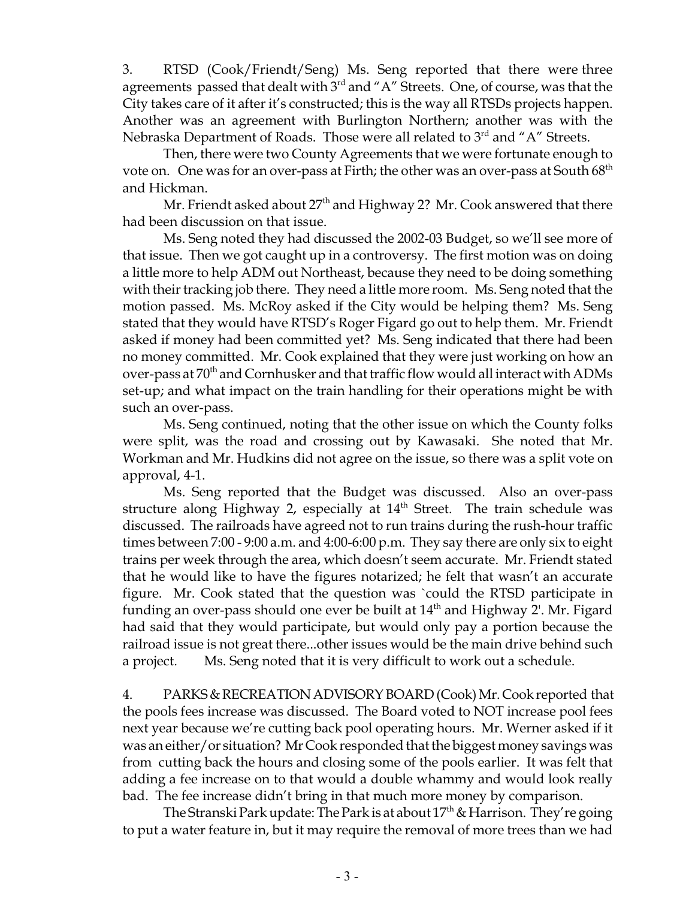3. RTSD (Cook/Friendt/Seng) Ms. Seng reported that there were three agreements passed that dealt with 3rd and "A" Streets. One, of course, was that the City takes care of it after it's constructed; this is the way all RTSDs projects happen. Another was an agreement with Burlington Northern; another was with the Nebraska Department of Roads. Those were all related to 3rd and "A" Streets.

Then, there were two County Agreements that we were fortunate enough to vote on. One was for an over-pass at Firth; the other was an over-pass at South 68th and Hickman.

Mr. Friendt asked about 27th and Highway 2? Mr. Cook answered that there had been discussion on that issue.

Ms. Seng noted they had discussed the 2002-03 Budget, so we'll see more of that issue. Then we got caught up in a controversy. The first motion was on doing a little more to help ADM out Northeast, because they need to be doing something with their tracking job there. They need a little more room. Ms. Seng noted that the motion passed. Ms. McRoy asked if the City would be helping them? Ms. Seng stated that they would have RTSD's Roger Figard go out to help them. Mr. Friendt asked if money had been committed yet? Ms. Seng indicated that there had been no money committed. Mr. Cook explained that they were just working on how an over-pass at 70th and Cornhusker and that traffic flow would all interact with ADMs set-up; and what impact on the train handling for their operations might be with such an over-pass.

Ms. Seng continued, noting that the other issue on which the County folks were split, was the road and crossing out by Kawasaki. She noted that Mr. Workman and Mr. Hudkins did not agree on the issue, so there was a split vote on approval, 4-1.

Ms. Seng reported that the Budget was discussed. Also an over-pass structure along Highway 2, especially at 14th Street. The train schedule was discussed. The railroads have agreed not to run trains during the rush-hour traffic times between 7:00 - 9:00 a.m. and 4:00-6:00 p.m. They say there are only six to eight trains per week through the area, which doesn't seem accurate. Mr. Friendt stated that he would like to have the figures notarized; he felt that wasn't an accurate figure. Mr. Cook stated that the question was `could the RTSD participate in funding an over-pass should one ever be built at 14th and Highway 2'. Mr. Figard had said that they would participate, but would only pay a portion because the railroad issue is not great there...other issues would be the main drive behind such a project. Ms. Seng noted that it is very difficult to work out a schedule.

4. PARKS & RECREATION ADVISORY BOARD (Cook) Mr. Cook reported that the pools fees increase was discussed. The Board voted to NOT increase pool fees next year because we're cutting back pool operating hours. Mr. Werner asked if it was an either/or situation? Mr Cook responded that the biggest money savings was from cutting back the hours and closing some of the pools earlier. It was felt that adding a fee increase on to that would a double whammy and would look really bad. The fee increase didn't bring in that much more money by comparison.

The Stranski Park update: The Park is at about 17th & Harrison. They're going to put a water feature in, but it may require the removal of more trees than we had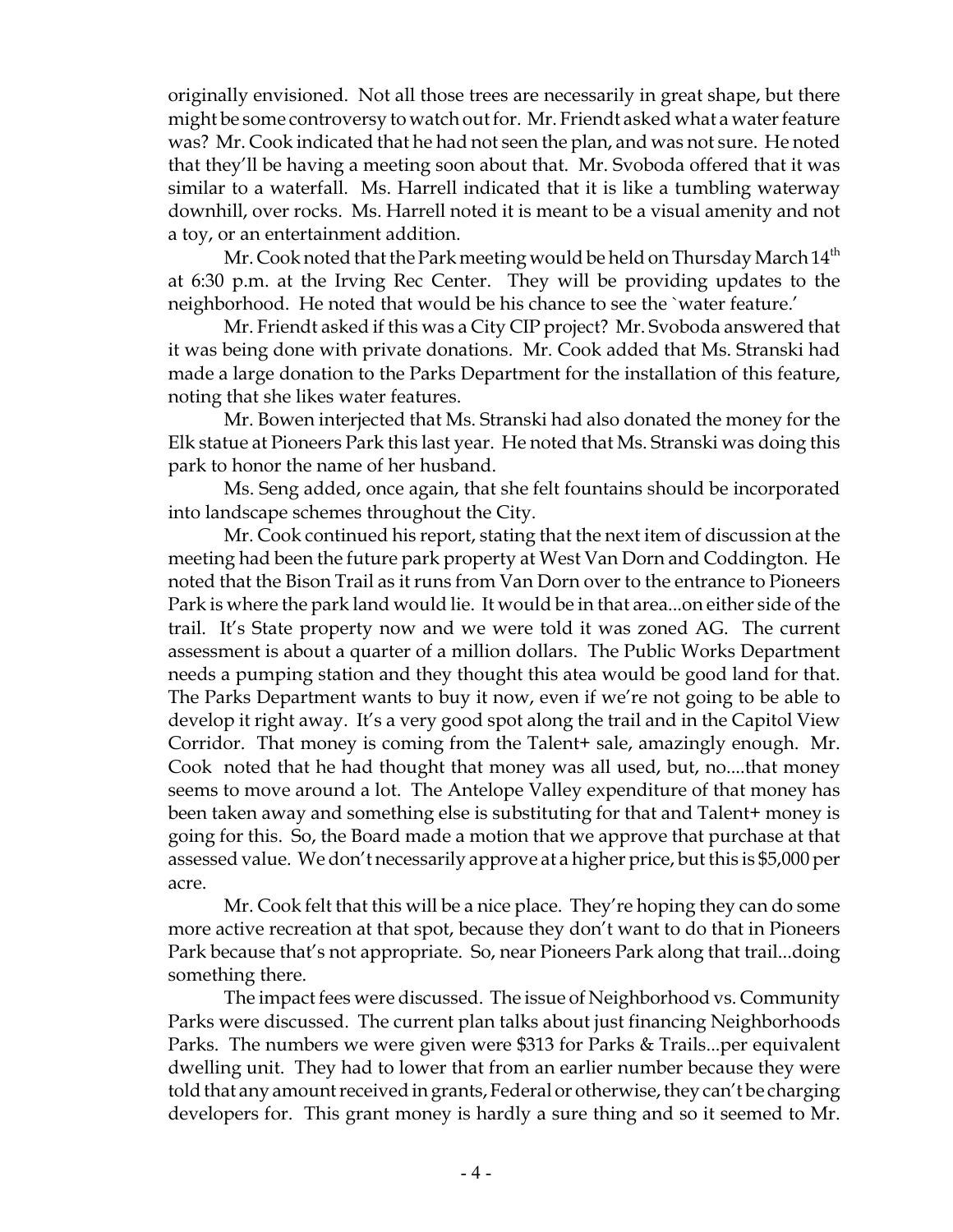originally envisioned. Not all those trees are necessarily in great shape, but there might be some controversy to watch out for. Mr. Friendt asked what a water feature was? Mr. Cook indicated that he had not seen the plan, and was not sure. He noted that they'll be having a meeting soon about that. Mr. Svoboda offered that it was similar to a waterfall. Ms. Harrell indicated that it is like a tumbling waterway downhill, over rocks. Ms. Harrell noted it is meant to be a visual amenity and not a toy, or an entertainment addition.

Mr. Cook noted that the Park meeting would be held on Thursday March 14th at 6:30 p.m. at the Irving Rec Center. They will be providing updates to the neighborhood. He noted that would be his chance to see the `water feature.'

Mr. Friendt asked if this was a City CIP project? Mr. Svoboda answered that it was being done with private donations. Mr. Cook added that Ms. Stranski had made a large donation to the Parks Department for the installation of this feature, noting that she likes water features.

Mr. Bowen interjected that Ms. Stranski had also donated the money for the Elk statue at Pioneers Park this last year. He noted that Ms. Stranski was doing this park to honor the name of her husband.

Ms. Seng added, once again, that she felt fountains should be incorporated into landscape schemes throughout the City.

Mr. Cook continued his report, stating that the next item of discussion at the meeting had been the future park property at West Van Dorn and Coddington. He noted that the Bison Trail as it runs from Van Dorn over to the entrance to Pioneers Park is where the park land would lie. It would be in that area...on either side of the trail. It's State property now and we were told it was zoned AG. The current assessment is about a quarter of a million dollars. The Public Works Department needs a pumping station and they thought this atea would be good land for that. The Parks Department wants to buy it now, even if we're not going to be able to develop it right away. It's a very good spot along the trail and in the Capitol View Corridor. That money is coming from the Talent+ sale, amazingly enough. Mr. Cook noted that he had thought that money was all used, but, no....that money seems to move around a lot. The Antelope Valley expenditure of that money has been taken away and something else is substituting for that and Talent+ money is going for this. So, the Board made a motion that we approve that purchase at that assessed value. We don't necessarily approve at a higher price, but this is $5,000 per acre.

Mr. Cook felt that this will be a nice place. They're hoping they can do some more active recreation at that spot, because they don't want to do that in Pioneers Park because that's not appropriate. So, near Pioneers Park along that trail...doing something there.

The impact fees were discussed. The issue of Neighborhood vs. Community Parks were discussed. The current plan talks about just financing Neighborhoods Parks. The numbers we were given were $313 for Parks & Trails...per equivalent dwelling unit. They had to lower that from an earlier number because they were told that any amount received in grants, Federal or otherwise, they can't be charging developers for. This grant money is hardly a sure thing and so it seemed to Mr.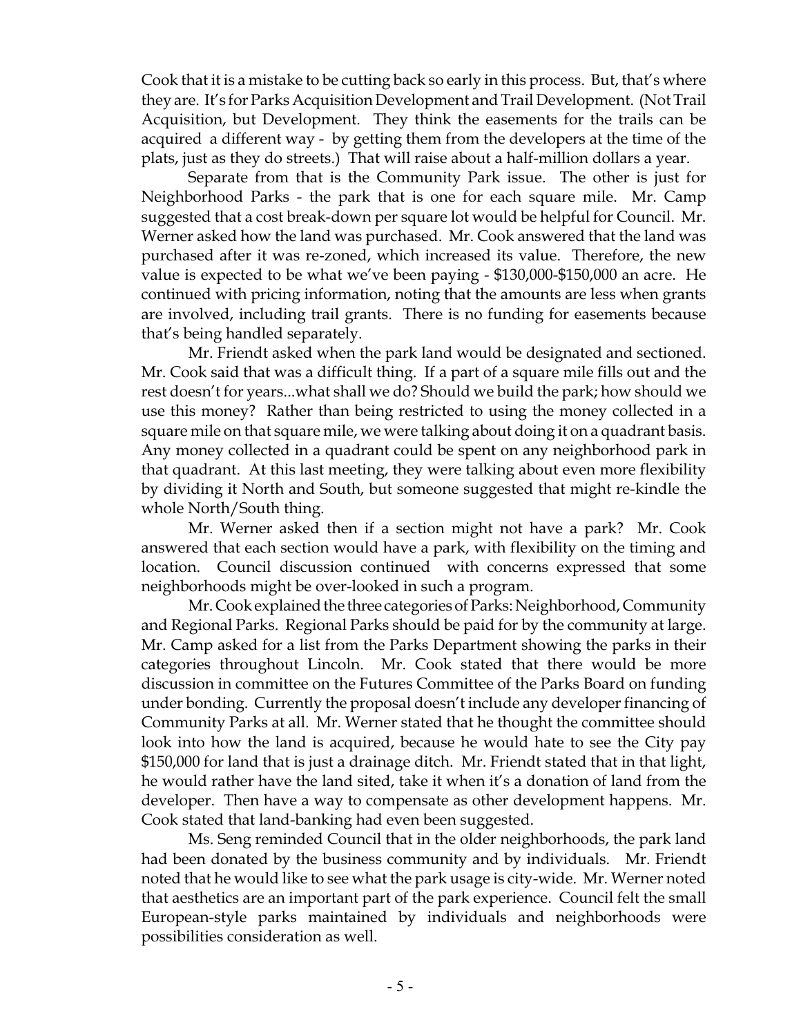Cook that it is a mistake to be cutting back so early in this process. But, that's where they are. It's for Parks Acquisition Development and Trail Development. (Not Trail Acquisition, but Development. They think the easements for the trails can be acquired a different way - by getting them from the developers at the time of the plats, just as they do streets.) That will raise about a half-million dollars a year.

Separate from that is the Community Park issue. The other is just for Neighborhood Parks - the park that is one for each square mile. Mr. Camp suggested that a cost break-down per square lot would be helpful for Council. Mr. Werner asked how the land was purchased. Mr. Cook answered that the land was purchased after it was re-zoned, which increased its value. Therefore, the new value is expected to be what we've been paying - $130,000-$150,000 an acre. He continued with pricing information, noting that the amounts are less when grants are involved, including trail grants. There is no funding for easements because that's being handled separately.

Mr. Friendt asked when the park land would be designated and sectioned. Mr. Cook said that was a difficult thing. If a part of a square mile fills out and the rest doesn't for years...what shall we do? Should we build the park; how should we use this money? Rather than being restricted to using the money collected in a square mile on that square mile, we were talking about doing it on a quadrant basis. Any money collected in a quadrant could be spent on any neighborhood park in that quadrant. At this last meeting, they were talking about even more flexibility by dividing it North and South, but someone suggested that might re-kindle the whole North/South thing.

Mr. Werner asked then if a section might not have a park? Mr. Cook answered that each section would have a park, with flexibility on the timing and location. Council discussion continued with concerns expressed that some neighborhoods might be over-looked in such a program.

Mr. Cook explained the three categories of Parks: Neighborhood, Community and Regional Parks. Regional Parks should be paid for by the community at large. Mr. Camp asked for a list from the Parks Department showing the parks in their categories throughout Lincoln. Mr. Cook stated that there would be more discussion in committee on the Futures Committee of the Parks Board on funding under bonding. Currently the proposal doesn't include any developer financing of Community Parks at all. Mr. Werner stated that he thought the committee should look into how the land is acquired, because he would hate to see the City pay $150,000 for land that is just a drainage ditch. Mr. Friendt stated that in that light, he would rather have the land sited, take it when it's a donation of land from the developer. Then have a way to compensate as other development happens. Mr. Cook stated that land-banking had even been suggested.

Ms. Seng reminded Council that in the older neighborhoods, the park land had been donated by the business community and by individuals. Mr. Friendt noted that he would like to see what the park usage is city-wide. Mr. Werner noted that aesthetics are an important part of the park experience. Council felt the small European-style parks maintained by individuals and neighborhoods were possibilities consideration as well.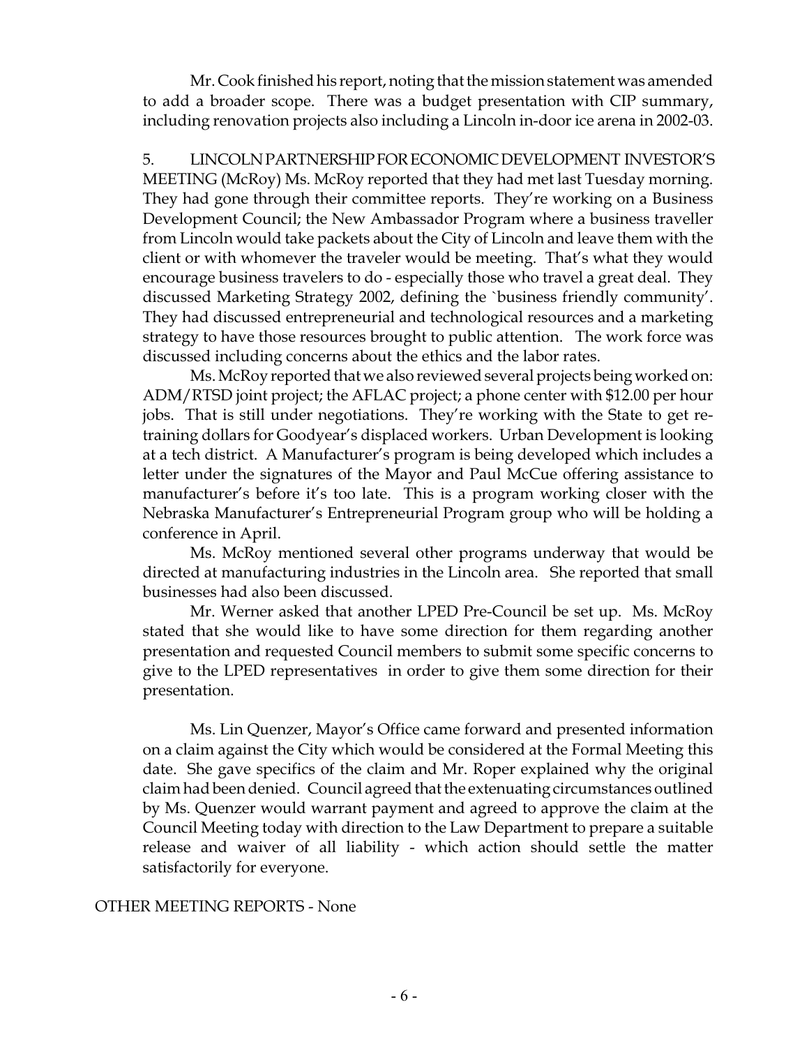Mr. Cook finished his report, noting that the mission statement was amended to add a broader scope. There was a budget presentation with CIP summary, including renovation projects also including a Lincoln in-door ice arena in 2002-03.

5. LINCOLN PARTNERSHIP FOR ECONOMIC DEVELOPMENT INVESTOR'S MEETING (McRoy) Ms. McRoy reported that they had met last Tuesday morning. They had gone through their committee reports. They're working on a Business Development Council; the New Ambassador Program where a business traveller from Lincoln would take packets about the City of Lincoln and leave them with the client or with whomever the traveler would be meeting. That's what they would encourage business travelers to do - especially those who travel a great deal. They discussed Marketing Strategy 2002, defining the `business friendly community'. They had discussed entrepreneurial and technological resources and a marketing strategy to have those resources brought to public attention. The work force was discussed including concerns about the ethics and the labor rates.

Ms. McRoy reported that we also reviewed several projects being worked on: ADM/RTSD joint project; the AFLAC project; a phone center with $12.00 per hour jobs. That is still under negotiations. They're working with the State to get re-training dollars for Goodyear's displaced workers. Urban Development is looking at a tech district. A Manufacturer's program is being developed which includes a letter under the signatures of the Mayor and Paul McCue offering assistance to manufacturer's before it's too late. This is a program working closer with the Nebraska Manufacturer's Entrepreneurial Program group who will be holding a conference in April.

Ms. McRoy mentioned several other programs underway that would be directed at manufacturing industries in the Lincoln area. She reported that small businesses had also been discussed.

Mr. Werner asked that another LPED Pre-Council be set up. Ms. McRoy stated that she would like to have some direction for them regarding another presentation and requested Council members to submit some specific concerns to give to the LPED representatives in order to give them some direction for their presentation.

Ms. Lin Quenzer, Mayor's Office came forward and presented information on a claim against the City which would be considered at the Formal Meeting this date. She gave specifics of the claim and Mr. Roper explained why the original claim had been denied. Council agreed that the extenuating circumstances outlined by Ms. Quenzer would warrant payment and agreed to approve the claim at the Council Meeting today with direction to the Law Department to prepare a suitable release and waiver of all liability - which action should settle the matter satisfactorily for everyone.

OTHER MEETING REPORTS - None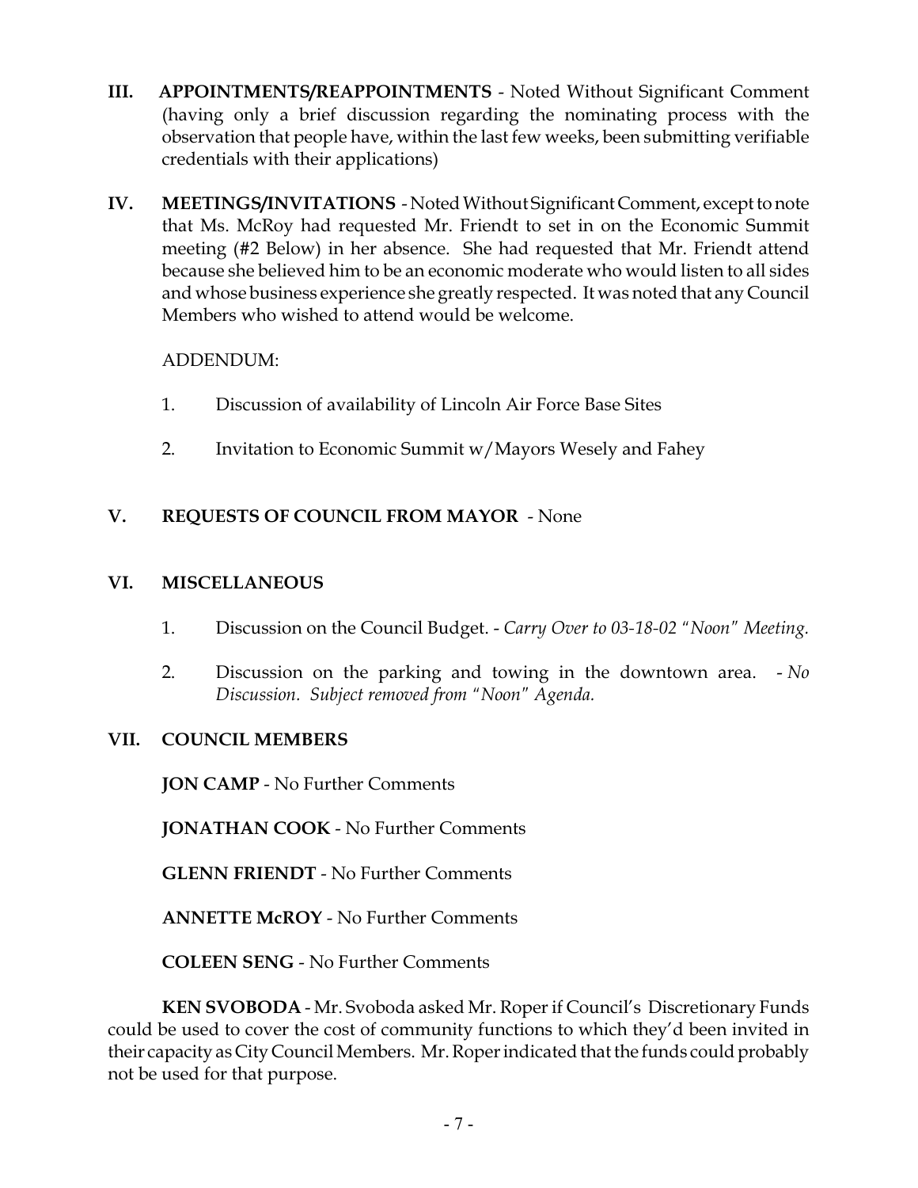**III. APPOINTMENTS/REAPPOINTMENTS** - Noted Without Significant Comment (having only a brief discussion regarding the nominating process with the observation that people have, within the last few weeks, been submitting verifiable credentials with their applications)

**IV. MEETINGS/INVITATIONS** - Noted Without Significant Comment, except to note that Ms. McRoy had requested Mr. Friendt to set in on the Economic Summit meeting (#2 Below) in her absence. She had requested that Mr. Friendt attend because she believed him to be an economic moderate who would listen to all sides and whose business experience she greatly respected. It was noted that any Council Members who wished to attend would be welcome.

ADDENDUM:

1. Discussion of availability of Lincoln Air Force Base Sites

2. Invitation to Economic Summit w/Mayors Wesely and Fahey

**V. REQUESTS OF COUNCIL FROM MAYOR** - None

**VI. MISCELLANEOUS**

1. Discussion on the Council Budget. - *Carry Over to 03-18-02 "Noon" Meeting.*

2. Discussion on the parking and towing in the downtown area. - *No Discussion. Subject removed from "Noon" Agenda.*

**VII. COUNCIL MEMBERS**

**JON CAMP** - No Further Comments

**JONATHAN COOK** - No Further Comments

**GLENN FRIENDT** - No Further Comments

**ANNETTE McROY** - No Further Comments

**COLEEN SENG** - No Further Comments

**KEN SVOBODA** - Mr. Svoboda asked Mr. Roper if Council's Discretionary Funds could be used to cover the cost of community functions to which they'd been invited in their capacity as City Council Members. Mr. Roper indicated that the funds could probably not be used for that purpose.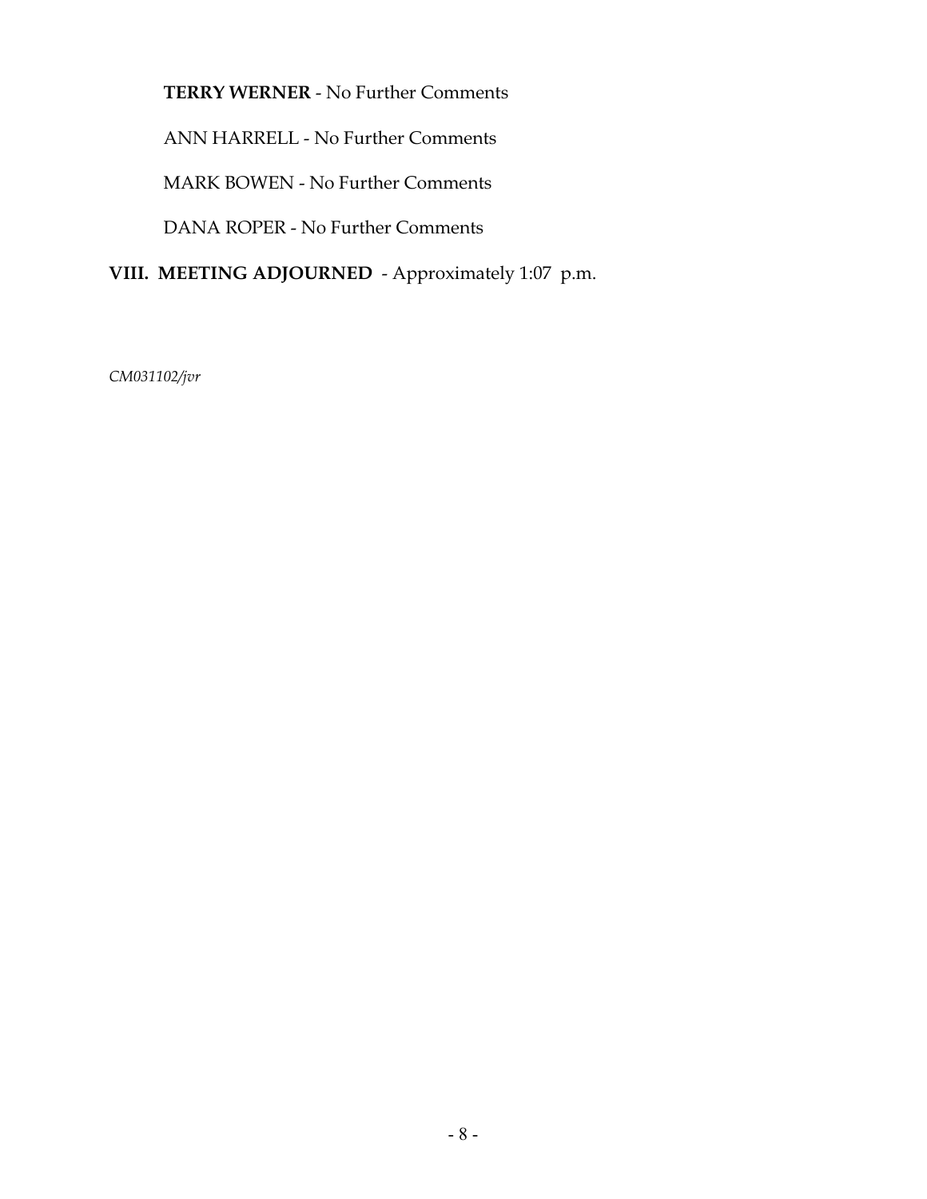**TERRY WERNER** - No Further Comments

ANN HARRELL - No Further Comments

MARK BOWEN - No Further Comments

DANA ROPER - No Further Comments

**VIII. MEETING ADJOURNED** - Approximately 1:07 p.m.

*CM031102/jvr*